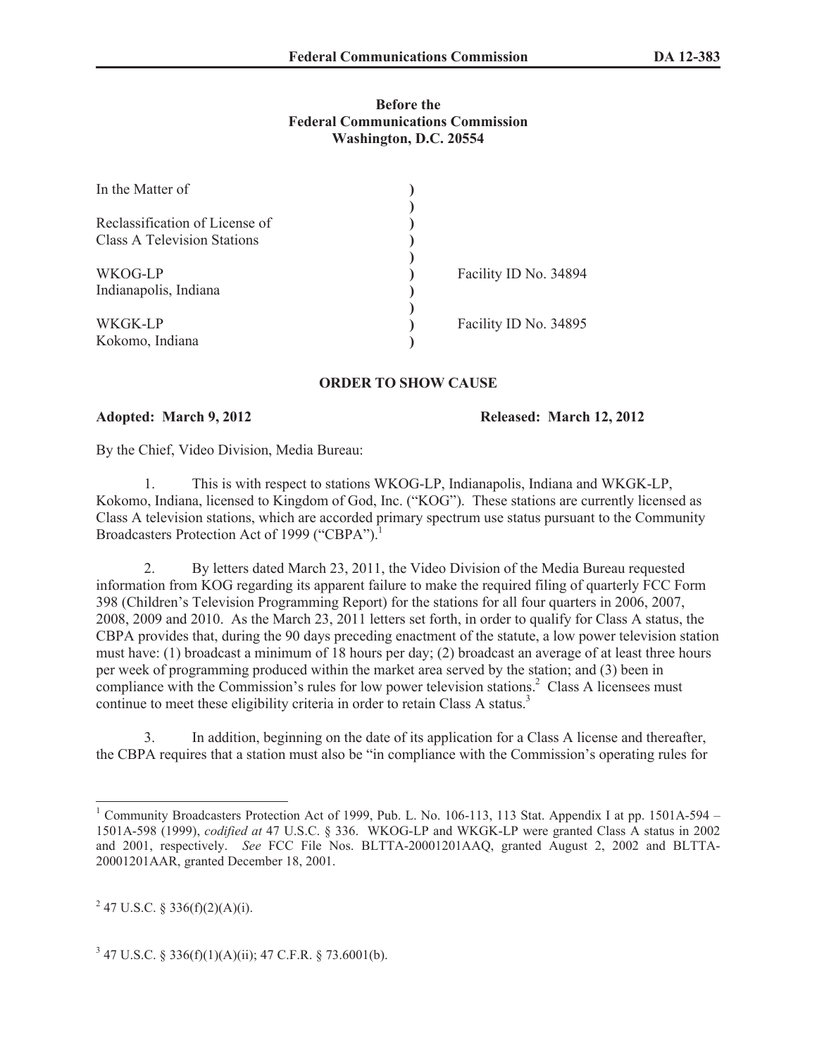**Before the**
**Federal Communications Commission**
**Washington, D.C. 20554**

| | | |
|---|---|---|
| In the Matter of | ) | |
| | ) | |
| Reclassification of License of | ) | |
| Class A Television Stations | ) | |
| | ) | |
| WKOG-LP | ) | Facility ID No. 34894 |
| Indianapolis, Indiana | ) | |
| | ) | |
| WKGK-LP | ) | Facility ID No. 34895 |
| Kokomo, Indiana | ) | |

## ORDER TO SHOW CAUSE

**Adopted: March 9, 2012** **Released: March 12, 2012**

By the Chief, Video Division, Media Bureau:

1. This is with respect to stations WKOG-LP, Indianapolis, Indiana and WKGK-LP, Kokomo, Indiana, licensed to Kingdom of God, Inc. ("KOG"). These stations are currently licensed as Class A television stations, which are accorded primary spectrum use status pursuant to the Community Broadcasters Protection Act of 1999 ("CBPA").[1]

2. By letters dated March 23, 2011, the Video Division of the Media Bureau requested information from KOG regarding its apparent failure to make the required filing of quarterly FCC Form 398 (Children's Television Programming Report) for the stations for all four quarters in 2006, 2007, 2008, 2009 and 2010. As the March 23, 2011 letters set forth, in order to qualify for Class A status, the CBPA provides that, during the 90 days preceding enactment of the statute, a low power television station must have: (1) broadcast a minimum of 18 hours per day; (2) broadcast an average of at least three hours per week of programming produced within the market area served by the station; and (3) been in compliance with the Commission's rules for low power television stations.[2] Class A licensees must continue to meet these eligibility criteria in order to retain Class A status.[3]

3. In addition, beginning on the date of its application for a Class A license and thereafter, the CBPA requires that a station must also be "in compliance with the Commission's operating rules for

---

[1] Community Broadcasters Protection Act of 1999, Pub. L. No. 106-113, 113 Stat. Appendix I at pp. 1501A-594 – 1501A-598 (1999), *codified at* 47 U.S.C. § 336. WKOG-LP and WKGK-LP were granted Class A status in 2002 and 2001, respectively. *See* FCC File Nos. BLTTA-20001201AAQ, granted August 2, 2002 and BLTTA-20001201AAR, granted December 18, 2001.

[2] 47 U.S.C. § 336(f)(2)(A)(i).

[3] 47 U.S.C. § 336(f)(1)(A)(ii); 47 C.F.R. § 73.6001(b).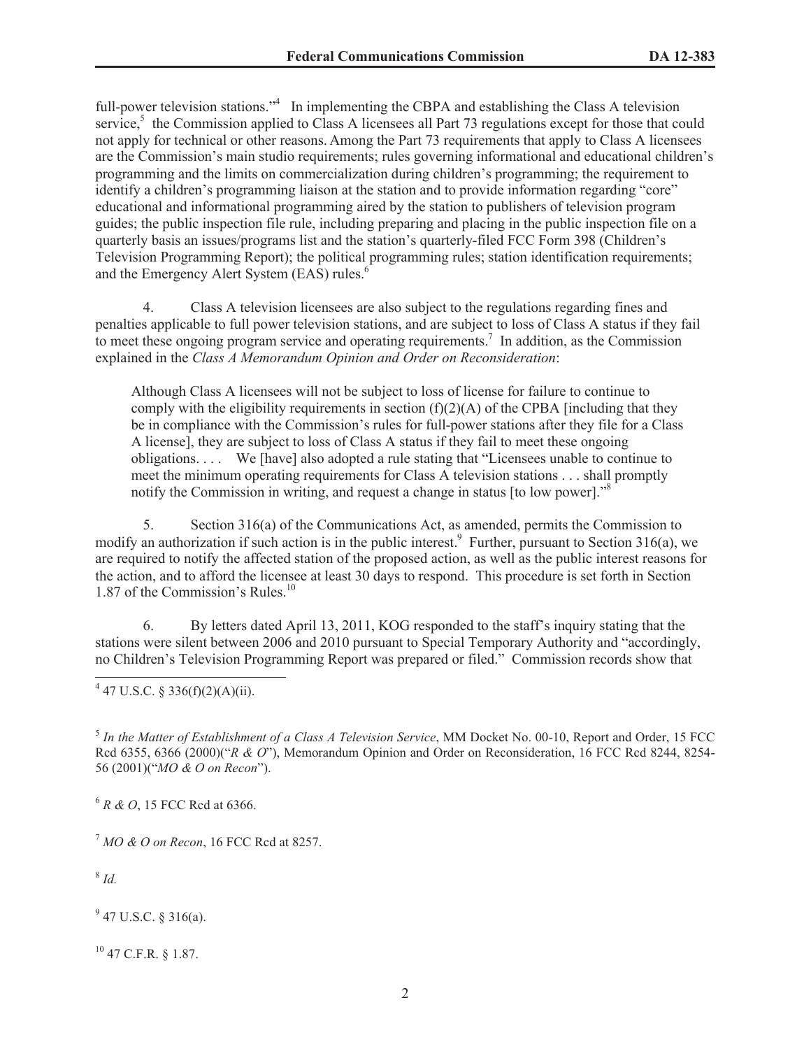full-power television stations."[4] In implementing the CBPA and establishing the Class A television service,[5] the Commission applied to Class A licensees all Part 73 regulations except for those that could not apply for technical or other reasons. Among the Part 73 requirements that apply to Class A licensees are the Commission's main studio requirements; rules governing informational and educational children's programming and the limits on commercialization during children's programming; the requirement to identify a children's programming liaison at the station and to provide information regarding "core" educational and informational programming aired by the station to publishers of television program guides; the public inspection file rule, including preparing and placing in the public inspection file on a quarterly basis an issues/programs list and the station's quarterly-filed FCC Form 398 (Children's Television Programming Report); the political programming rules; station identification requirements; and the Emergency Alert System (EAS) rules.[6]

4. Class A television licensees are also subject to the regulations regarding fines and penalties applicable to full power television stations, and are subject to loss of Class A status if they fail to meet these ongoing program service and operating requirements.[7] In addition, as the Commission explained in the *Class A Memorandum Opinion and Order on Reconsideration*:

> Although Class A licensees will not be subject to loss of license for failure to continue to comply with the eligibility requirements in section (f)(2)(A) of the CPBA [including that they be in compliance with the Commission's rules for full-power stations after they file for a Class A license], they are subject to loss of Class A status if they fail to meet these ongoing obligations. . . . We [have] also adopted a rule stating that "Licensees unable to continue to meet the minimum operating requirements for Class A television stations . . . shall promptly notify the Commission in writing, and request a change in status [to low power]."[8]

5. Section 316(a) of the Communications Act, as amended, permits the Commission to modify an authorization if such action is in the public interest.[9] Further, pursuant to Section 316(a), we are required to notify the affected station of the proposed action, as well as the public interest reasons for the action, and to afford the licensee at least 30 days to respond. This procedure is set forth in Section 1.87 of the Commission's Rules.[10]

6. By letters dated April 13, 2011, KOG responded to the staff's inquiry stating that the stations were silent between 2006 and 2010 pursuant to Special Temporary Authority and "accordingly, no Children's Television Programming Report was prepared or filed." Commission records show that

---

[4] 47 U.S.C. § 336(f)(2)(A)(ii).

[5] *In the Matter of Establishment of a Class A Television Service*, MM Docket No. 00-10, Report and Order, 15 FCC Rcd 6355, 6366 (2000)("*R & O*"), Memorandum Opinion and Order on Reconsideration, 16 FCC Rcd 8244, 8254-56 (2001)("*MO & O on Recon*").

[6] *R & O*, 15 FCC Rcd at 6366.

[7] *MO & O on Recon*, 16 FCC Rcd at 8257.

[8] *Id.*

[9] 47 U.S.C. § 316(a).

[10] 47 C.F.R. § 1.87.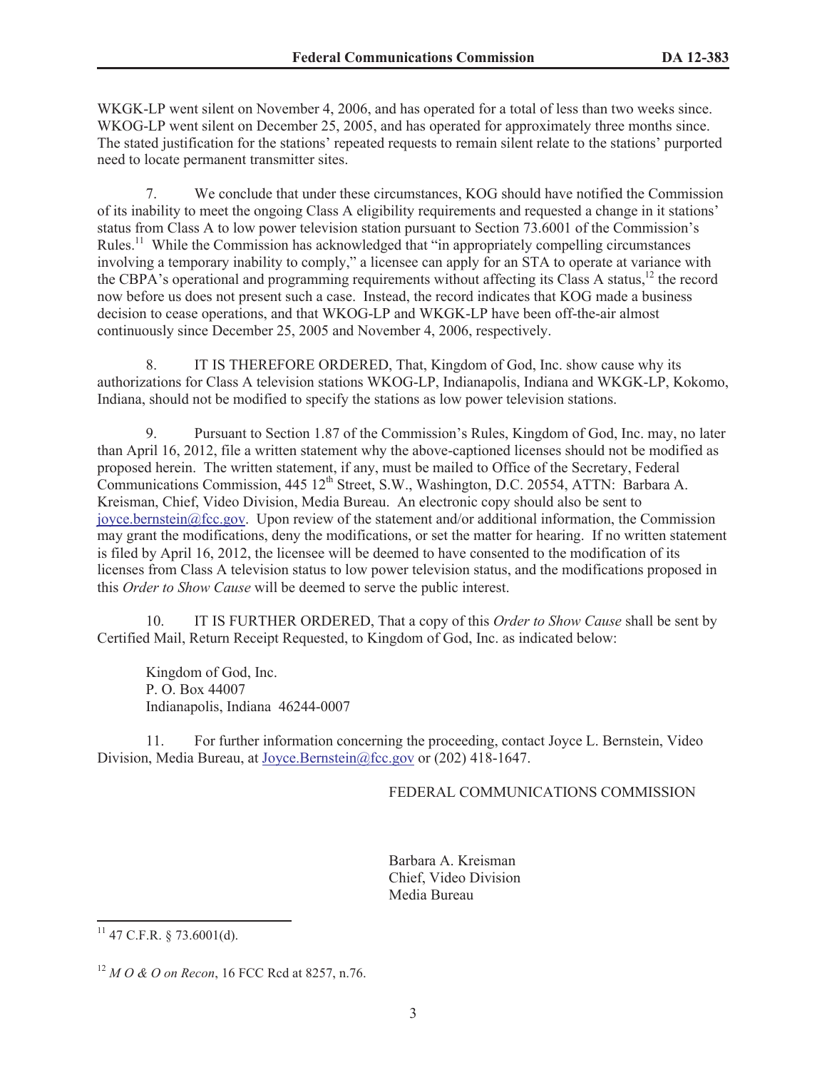WKGK-LP went silent on November 4, 2006, and has operated for a total of less than two weeks since. WKOG-LP went silent on December 25, 2005, and has operated for approximately three months since. The stated justification for the stations' repeated requests to remain silent relate to the stations' purported need to locate permanent transmitter sites.

7. We conclude that under these circumstances, KOG should have notified the Commission of its inability to meet the ongoing Class A eligibility requirements and requested a change in it stations' status from Class A to low power television station pursuant to Section 73.6001 of the Commission's Rules.[11] While the Commission has acknowledged that "in appropriately compelling circumstances involving a temporary inability to comply," a licensee can apply for an STA to operate at variance with the CBPA's operational and programming requirements without affecting its Class A status,[12] the record now before us does not present such a case. Instead, the record indicates that KOG made a business decision to cease operations, and that WKOG-LP and WKGK-LP have been off-the-air almost continuously since December 25, 2005 and November 4, 2006, respectively.

8. IT IS THEREFORE ORDERED, That, Kingdom of God, Inc. show cause why its authorizations for Class A television stations WKOG-LP, Indianapolis, Indiana and WKGK-LP, Kokomo, Indiana, should not be modified to specify the stations as low power television stations.

9. Pursuant to Section 1.87 of the Commission's Rules, Kingdom of God, Inc. may, no later than April 16, 2012, file a written statement why the above-captioned licenses should not be modified as proposed herein. The written statement, if any, must be mailed to Office of the Secretary, Federal Communications Commission, 445 12th Street, S.W., Washington, D.C. 20554, ATTN: Barbara A. Kreisman, Chief, Video Division, Media Bureau. An electronic copy should also be sent to joyce.bernstein@fcc.gov. Upon review of the statement and/or additional information, the Commission may grant the modifications, deny the modifications, or set the matter for hearing. If no written statement is filed by April 16, 2012, the licensee will be deemed to have consented to the modification of its licenses from Class A television status to low power television status, and the modifications proposed in this *Order to Show Cause* will be deemed to serve the public interest.

10. IT IS FURTHER ORDERED, That a copy of this *Order to Show Cause* shall be sent by Certified Mail, Return Receipt Requested, to Kingdom of God, Inc. as indicated below:

Kingdom of God, Inc.
P. O. Box 44007
Indianapolis, Indiana 46244-0007

11. For further information concerning the proceeding, contact Joyce L. Bernstein, Video Division, Media Bureau, at Joyce.Bernstein@fcc.gov or (202) 418-1647.

FEDERAL COMMUNICATIONS COMMISSION

Barbara A. Kreisman
Chief, Video Division
Media Bureau

---

[11] 47 C.F.R. § 73.6001(d).

[12] *M O & O on Recon*, 16 FCC Rcd at 8257, n.76.